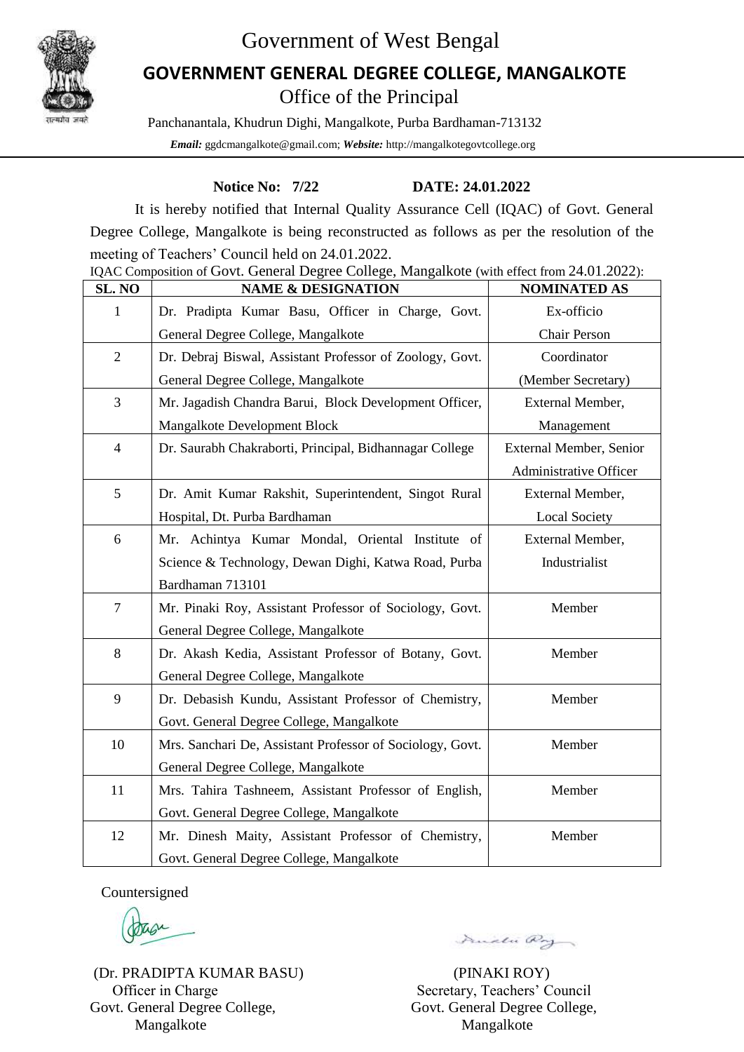# Government of West Bengal

## GOVERNMENT GENERAL DEGREE COLLEGE, MANGALKOTE

### Office of the Principal

Panchanantala, Khudrun Dighi, Mangalkote, Purba Bardhaman-713132

***Email:*** ggdcmangalkote@gmail.com; ***Website:*** http://mangalkotegovtcollege.org

**Notice No: 7/22** **DATE: 24.01.2022**

It is hereby notified that Internal Quality Assurance Cell (IQAC) of Govt. General Degree College, Mangalkote is being reconstructed as follows as per the resolution of the meeting of Teachers' Council held on 24.01.2022.

IQAC Composition of Govt. General Degree College, Mangalkote (with effect from 24.01.2022):

| SL. NO | NAME & DESIGNATION | NOMINATED AS |
|---|---|---|
| 1 | Dr. Pradipta Kumar Basu, Officer in Charge, Govt. General Degree College, Mangalkote | Ex-officio Chair Person |
| 2 | Dr. Debraj Biswal, Assistant Professor of Zoology, Govt. General Degree College, Mangalkote | Coordinator (Member Secretary) |
| 3 | Mr. Jagadish Chandra Barui, Block Development Officer, Mangalkote Development Block | External Member, Management |
| 4 | Dr. Saurabh Chakraborti, Principal, Bidhannagar College | External Member, Senior Administrative Officer |
| 5 | Dr. Amit Kumar Rakshit, Superintendent, Singot Rural Hospital, Dt. Purba Bardhaman | External Member, Local Society |
| 6 | Mr. Achintya Kumar Mondal, Oriental Institute of Science & Technology, Dewan Dighi, Katwa Road, Purba Bardhaman 713101 | External Member, Industrialist |
| 7 | Mr. Pinaki Roy, Assistant Professor of Sociology, Govt. General Degree College, Mangalkote | Member |
| 8 | Dr. Akash Kedia, Assistant Professor of Botany, Govt. General Degree College, Mangalkote | Member |
| 9 | Dr. Debasish Kundu, Assistant Professor of Chemistry, Govt. General Degree College, Mangalkote | Member |
| 10 | Mrs. Sanchari De, Assistant Professor of Sociology, Govt. General Degree College, Mangalkote | Member |
| 11 | Mrs. Tahira Tashneem, Assistant Professor of English, Govt. General Degree College, Mangalkote | Member |
| 12 | Mr. Dinesh Maity, Assistant Professor of Chemistry, Govt. General Degree College, Mangalkote | Member |

Countersigned

(Dr. PRADIPTA KUMAR BASU)
Officer in Charge
Govt. General Degree College,
Mangalkote

(PINAKI ROY)
Secretary, Teachers' Council
Govt. General Degree College,
Mangalkote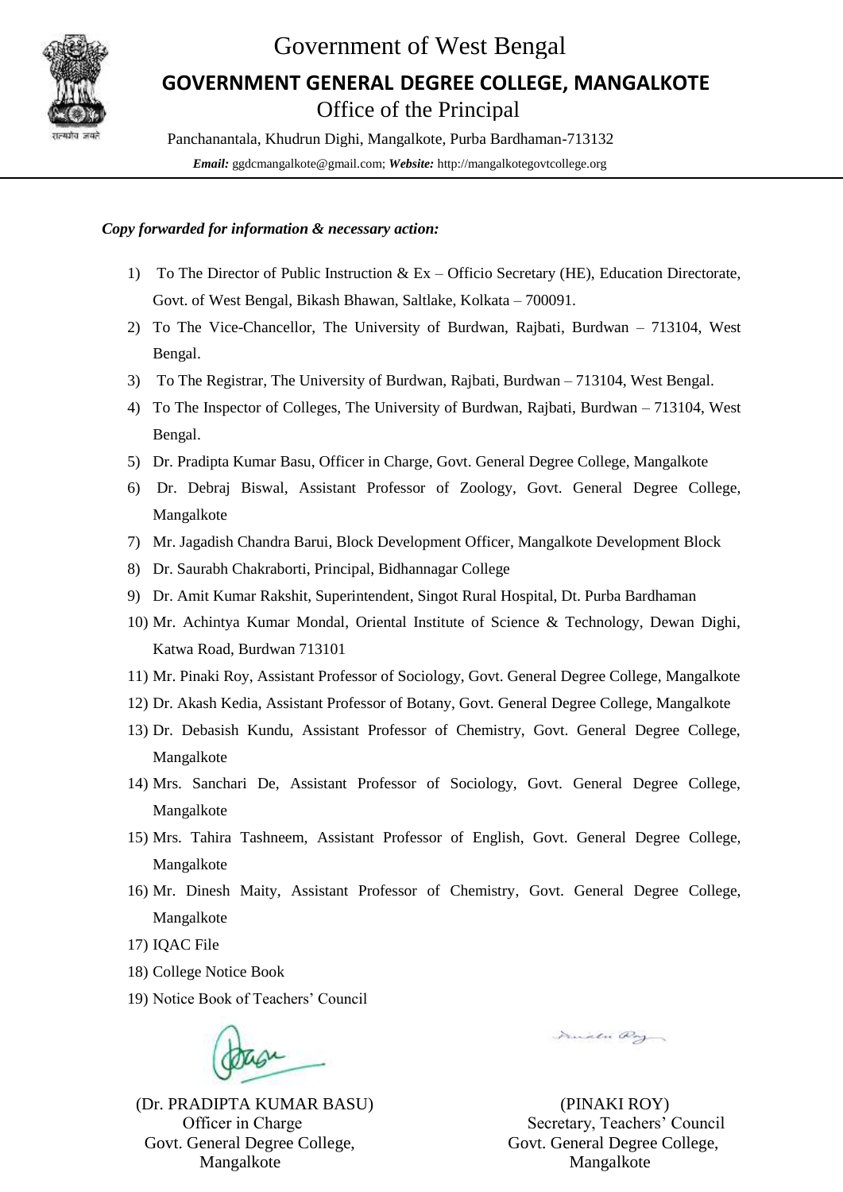# Government of West Bengal

## GOVERNMENT GENERAL DEGREE COLLEGE, MANGALKOTE

Office of the Principal

Panchanantala, Khudrun Dighi, Mangalkote, Purba Bardhaman-713132

***Email:*** ggdcmangalkote@gmail.com; ***Website:*** http://mangalkotegovtcollege.org

***Copy forwarded for information & necessary action:***

1) To The Director of Public Instruction & Ex – Officio Secretary (HE), Education Directorate, Govt. of West Bengal, Bikash Bhawan, Saltlake, Kolkata – 700091.
2) To The Vice-Chancellor, The University of Burdwan, Rajbati, Burdwan – 713104, West Bengal.
3) To The Registrar, The University of Burdwan, Rajbati, Burdwan – 713104, West Bengal.
4) To The Inspector of Colleges, The University of Burdwan, Rajbati, Burdwan – 713104, West Bengal.
5) Dr. Pradipta Kumar Basu, Officer in Charge, Govt. General Degree College, Mangalkote
6) Dr. Debraj Biswal, Assistant Professor of Zoology, Govt. General Degree College, Mangalkote
7) Mr. Jagadish Chandra Barui, Block Development Officer, Mangalkote Development Block
8) Dr. Saurabh Chakraborti, Principal, Bidhannagar College
9) Dr. Amit Kumar Rakshit, Superintendent, Singot Rural Hospital, Dt. Purba Bardhaman
10) Mr. Achintya Kumar Mondal, Oriental Institute of Science & Technology, Dewan Dighi, Katwa Road, Burdwan 713101
11) Mr. Pinaki Roy, Assistant Professor of Sociology, Govt. General Degree College, Mangalkote
12) Dr. Akash Kedia, Assistant Professor of Botany, Govt. General Degree College, Mangalkote
13) Dr. Debasish Kundu, Assistant Professor of Chemistry, Govt. General Degree College, Mangalkote
14) Mrs. Sanchari De, Assistant Professor of Sociology, Govt. General Degree College, Mangalkote
15) Mrs. Tahira Tashneem, Assistant Professor of English, Govt. General Degree College, Mangalkote
16) Mr. Dinesh Maity, Assistant Professor of Chemistry, Govt. General Degree College, Mangalkote
17) IQAC File
18) College Notice Book
19) Notice Book of Teachers' Council

(Dr. PRADIPTA KUMAR BASU)
Officer in Charge
Govt. General Degree College,
Mangalkote

(PINAKI ROY)
Secretary, Teachers' Council
Govt. General Degree College,
Mangalkote